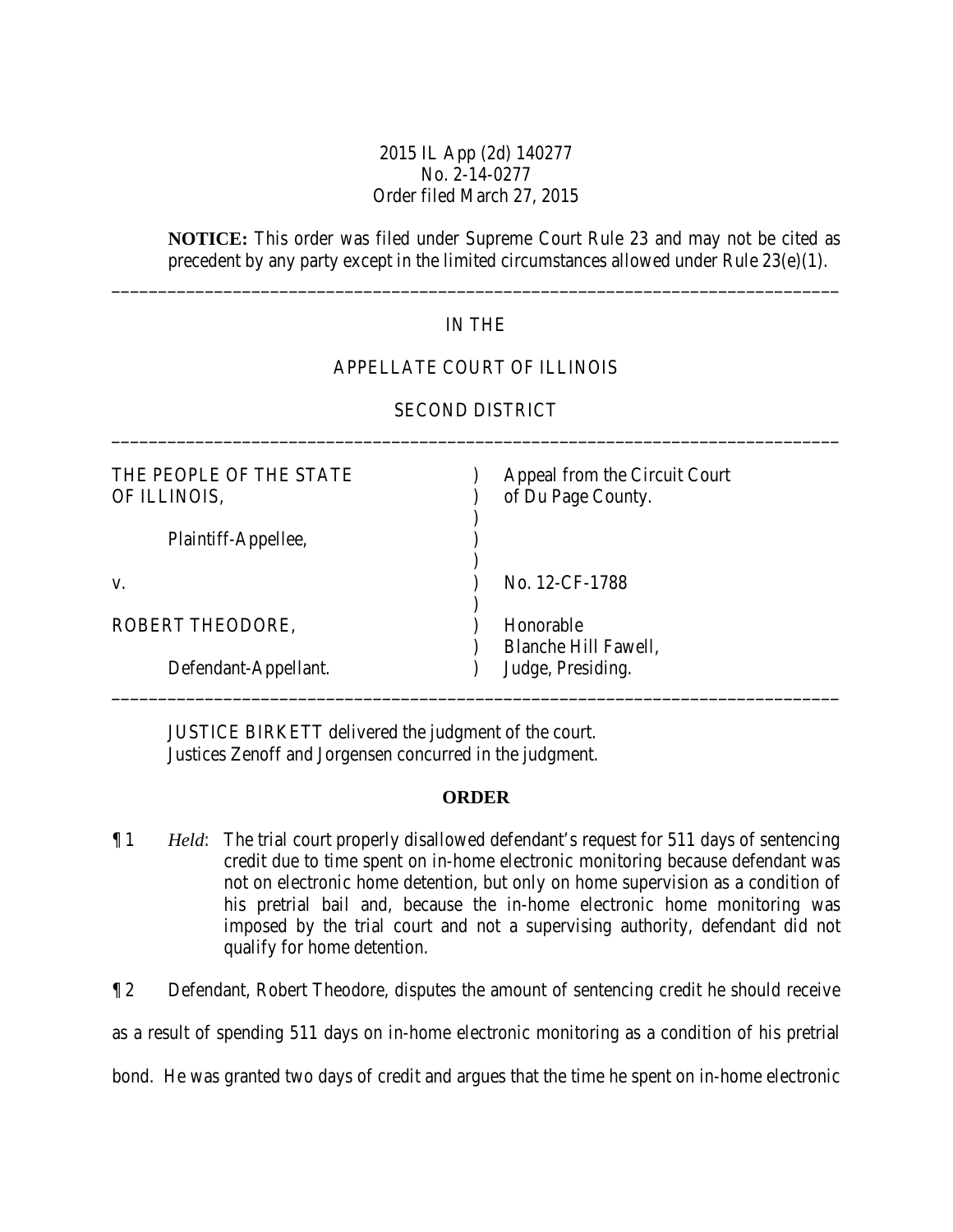2015 IL App (2d) 140277
No. 2-14-0277
Order filed March 27, 2015

**NOTICE:** This order was filed under Supreme Court Rule 23 and may not be cited as precedent by any party except in the limited circumstances allowed under Rule 23(e)(1).

---

IN THE

APPELLATE COURT OF ILLINOIS

SECOND DISTRICT

---

| | | |
|---|---|---|
| THE PEOPLE OF THE STATE OF ILLINOIS, | ) | Appeal from the Circuit Court of Du Page County. |
| Plaintiff-Appellee, | ) | |
| v. | ) | No. 12-CF-1788 |
| ROBERT THEODORE, | ) | Honorable Blanche Hill Fawell, |
| Defendant-Appellant. | ) | Judge, Presiding. |

---

JUSTICE BIRKETT delivered the judgment of the court.
Justices Zenoff and Jorgensen concurred in the judgment.

**ORDER**

¶ 1 *Held*: The trial court properly disallowed defendant's request for 511 days of sentencing credit due to time spent on in-home electronic monitoring because defendant was not on electronic home detention, but only on home supervision as a condition of his pretrial bail and, because the in-home electronic home monitoring was imposed by the trial court and not a supervising authority, defendant did not qualify for home detention.

¶ 2 Defendant, Robert Theodore, disputes the amount of sentencing credit he should receive as a result of spending 511 days on in-home electronic monitoring as a condition of his pretrial bond. He was granted two days of credit and argues that the time he spent on in-home electronic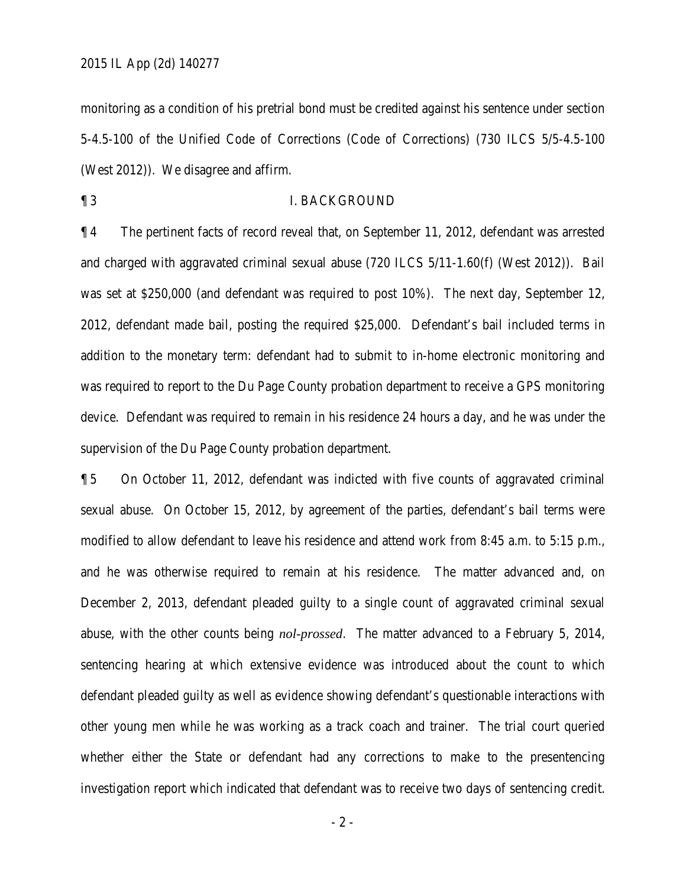monitoring as a condition of his pretrial bond must be credited against his sentence under section 5-4.5-100 of the Unified Code of Corrections (Code of Corrections) (730 ILCS 5/5-4.5-100 (West 2012)). We disagree and affirm.

¶ 3 I. BACKGROUND

¶ 4 The pertinent facts of record reveal that, on September 11, 2012, defendant was arrested and charged with aggravated criminal sexual abuse (720 ILCS 5/11-1.60(f) (West 2012)). Bail was set at $250,000 (and defendant was required to post 10%). The next day, September 12, 2012, defendant made bail, posting the required $25,000. Defendant's bail included terms in addition to the monetary term: defendant had to submit to in-home electronic monitoring and was required to report to the Du Page County probation department to receive a GPS monitoring device. Defendant was required to remain in his residence 24 hours a day, and he was under the supervision of the Du Page County probation department.

¶ 5 On October 11, 2012, defendant was indicted with five counts of aggravated criminal sexual abuse. On October 15, 2012, by agreement of the parties, defendant's bail terms were modified to allow defendant to leave his residence and attend work from 8:45 a.m. to 5:15 p.m., and he was otherwise required to remain at his residence. The matter advanced and, on December 2, 2013, defendant pleaded guilty to a single count of aggravated criminal sexual abuse, with the other counts being *nol-prossed*. The matter advanced to a February 5, 2014, sentencing hearing at which extensive evidence was introduced about the count to which defendant pleaded guilty as well as evidence showing defendant's questionable interactions with other young men while he was working as a track coach and trainer. The trial court queried whether either the State or defendant had any corrections to make to the presentencing investigation report which indicated that defendant was to receive two days of sentencing credit.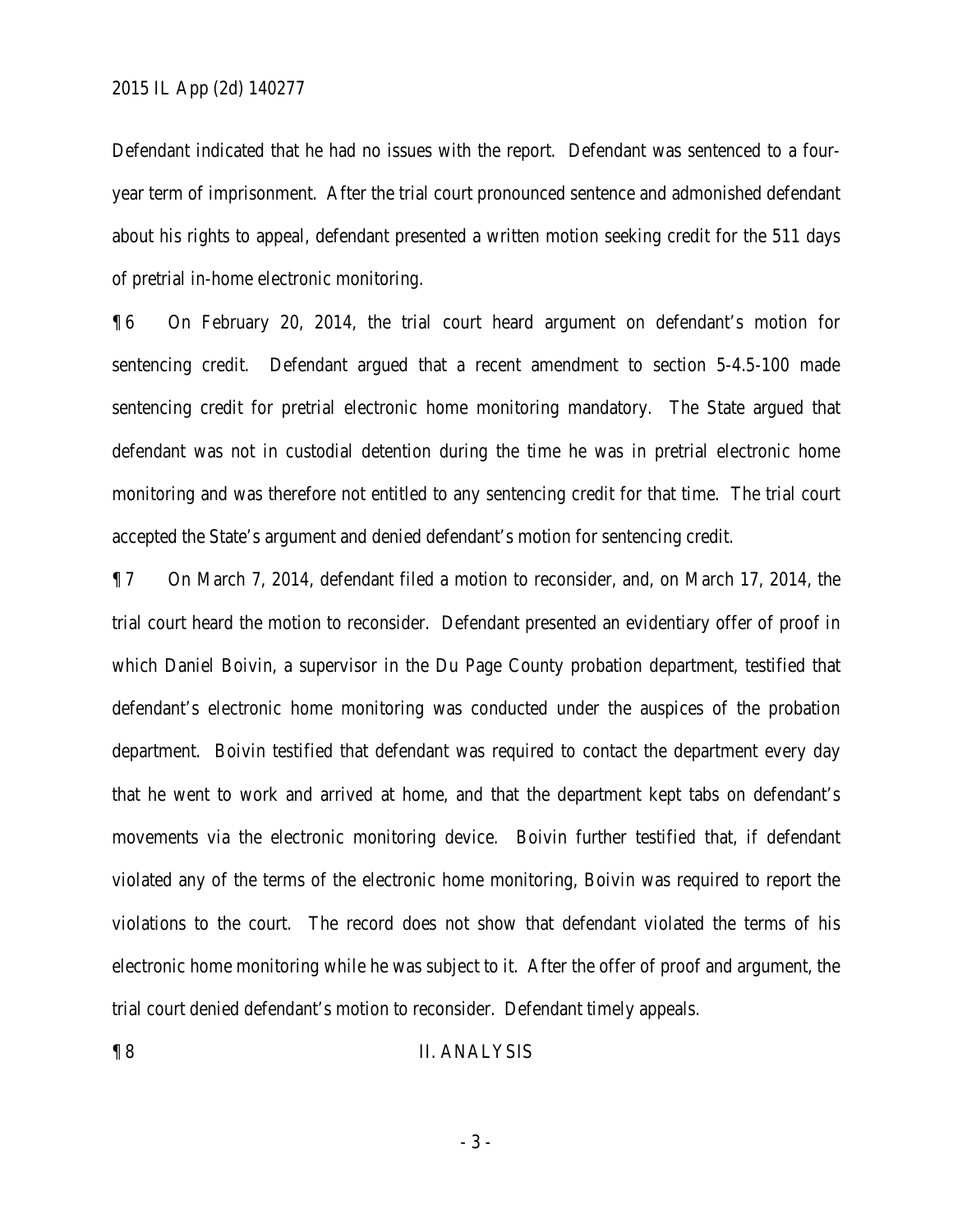Defendant indicated that he had no issues with the report. Defendant was sentenced to a four-year term of imprisonment. After the trial court pronounced sentence and admonished defendant about his rights to appeal, defendant presented a written motion seeking credit for the 511 days of pretrial in-home electronic monitoring.

¶ 6 On February 20, 2014, the trial court heard argument on defendant's motion for sentencing credit. Defendant argued that a recent amendment to section 5-4.5-100 made sentencing credit for pretrial electronic home monitoring mandatory. The State argued that defendant was not in custodial detention during the time he was in pretrial electronic home monitoring and was therefore not entitled to any sentencing credit for that time. The trial court accepted the State's argument and denied defendant's motion for sentencing credit.

¶ 7 On March 7, 2014, defendant filed a motion to reconsider, and, on March 17, 2014, the trial court heard the motion to reconsider. Defendant presented an evidentiary offer of proof in which Daniel Boivin, a supervisor in the Du Page County probation department, testified that defendant's electronic home monitoring was conducted under the auspices of the probation department. Boivin testified that defendant was required to contact the department every day that he went to work and arrived at home, and that the department kept tabs on defendant's movements via the electronic monitoring device. Boivin further testified that, if defendant violated any of the terms of the electronic home monitoring, Boivin was required to report the violations to the court. The record does not show that defendant violated the terms of his electronic home monitoring while he was subject to it. After the offer of proof and argument, the trial court denied defendant's motion to reconsider. Defendant timely appeals.

## ¶ 8 II. ANALYSIS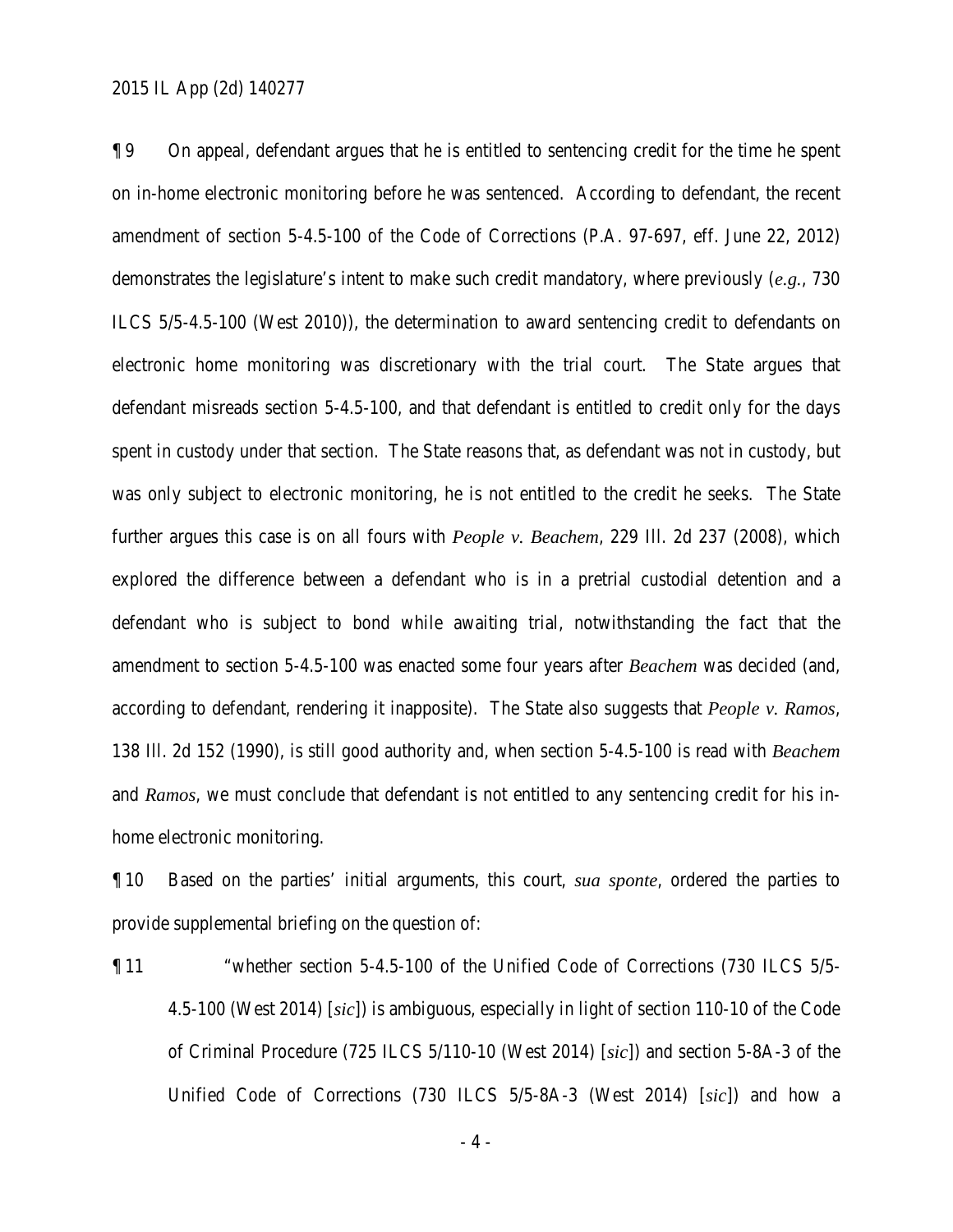¶ 9 On appeal, defendant argues that he is entitled to sentencing credit for the time he spent on in-home electronic monitoring before he was sentenced. According to defendant, the recent amendment of section 5-4.5-100 of the Code of Corrections (P.A. 97-697, eff. June 22, 2012) demonstrates the legislature's intent to make such credit mandatory, where previously (*e.g.*, 730 ILCS 5/5-4.5-100 (West 2010)), the determination to award sentencing credit to defendants on electronic home monitoring was discretionary with the trial court. The State argues that defendant misreads section 5-4.5-100, and that defendant is entitled to credit only for the days spent in custody under that section. The State reasons that, as defendant was not in custody, but was only subject to electronic monitoring, he is not entitled to the credit he seeks. The State further argues this case is on all fours with *People v. Beachem*, 229 Ill. 2d 237 (2008), which explored the difference between a defendant who is in a pretrial custodial detention and a defendant who is subject to bond while awaiting trial, notwithstanding the fact that the amendment to section 5-4.5-100 was enacted some four years after *Beachem* was decided (and, according to defendant, rendering it inapposite). The State also suggests that *People v. Ramos*, 138 Ill. 2d 152 (1990), is still good authority and, when section 5-4.5-100 is read with *Beachem* and *Ramos*, we must conclude that defendant is not entitled to any sentencing credit for his in-home electronic monitoring.

¶ 10 Based on the parties' initial arguments, this court, *sua sponte*, ordered the parties to provide supplemental briefing on the question of:

¶ 11 "whether section 5-4.5-100 of the Unified Code of Corrections (730 ILCS 5/5-4.5-100 (West 2014) [*sic*]) is ambiguous, especially in light of section 110-10 of the Code of Criminal Procedure (725 ILCS 5/110-10 (West 2014) [*sic*]) and section 5-8A-3 of the Unified Code of Corrections (730 ILCS 5/5-8A-3 (West 2014) [*sic*]) and how a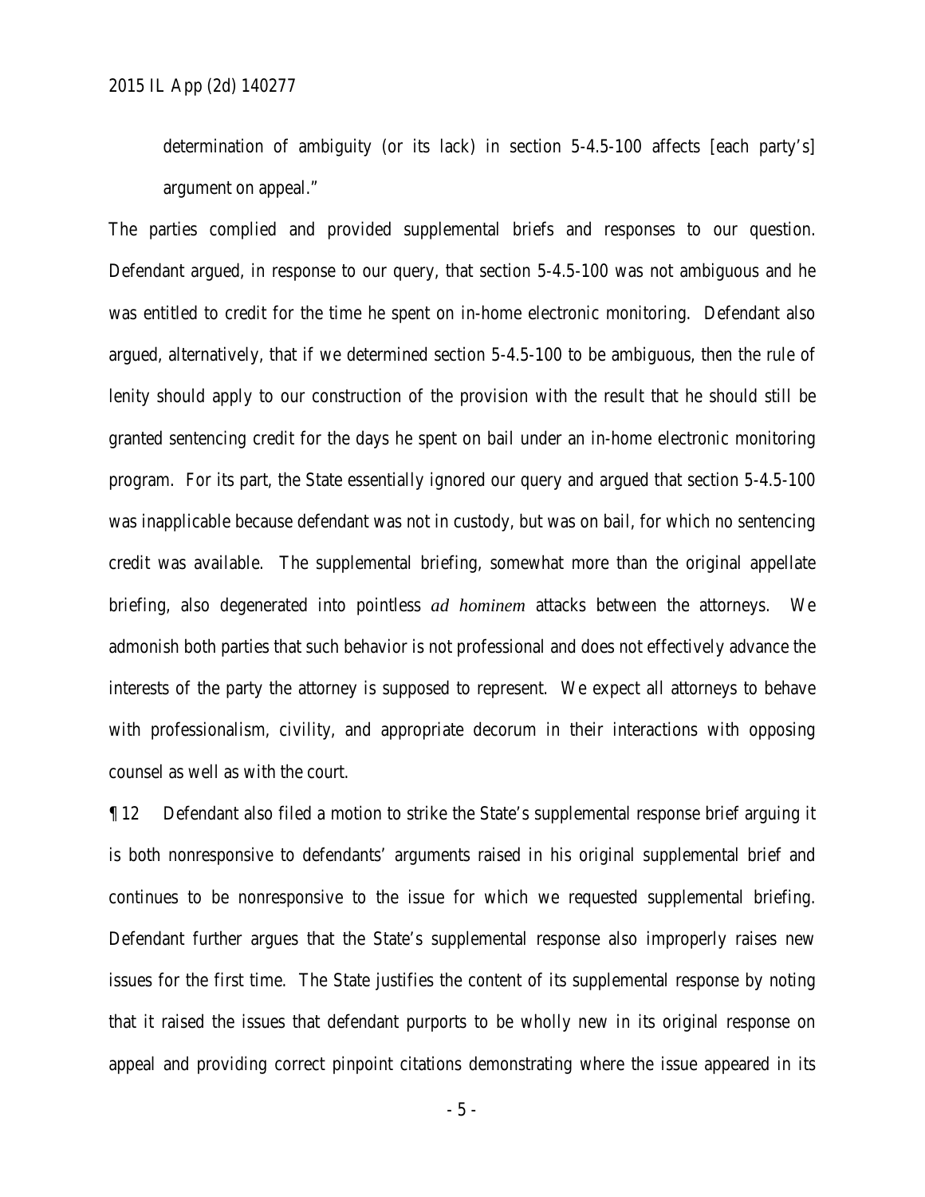determination of ambiguity (or its lack) in section 5-4.5-100 affects [each party's] argument on appeal."

The parties complied and provided supplemental briefs and responses to our question. Defendant argued, in response to our query, that section 5-4.5-100 was not ambiguous and he was entitled to credit for the time he spent on in-home electronic monitoring. Defendant also argued, alternatively, that if we determined section 5-4.5-100 to be ambiguous, then the rule of lenity should apply to our construction of the provision with the result that he should still be granted sentencing credit for the days he spent on bail under an in-home electronic monitoring program. For its part, the State essentially ignored our query and argued that section 5-4.5-100 was inapplicable because defendant was not in custody, but was on bail, for which no sentencing credit was available. The supplemental briefing, somewhat more than the original appellate briefing, also degenerated into pointless *ad hominem* attacks between the attorneys. We admonish both parties that such behavior is not professional and does not effectively advance the interests of the party the attorney is supposed to represent. We expect all attorneys to behave with professionalism, civility, and appropriate decorum in their interactions with opposing counsel as well as with the court.

¶ 12 Defendant also filed a motion to strike the State's supplemental response brief arguing it is both nonresponsive to defendants' arguments raised in his original supplemental brief and continues to be nonresponsive to the issue for which we requested supplemental briefing. Defendant further argues that the State's supplemental response also improperly raises new issues for the first time. The State justifies the content of its supplemental response by noting that it raised the issues that defendant purports to be wholly new in its original response on appeal and providing correct pinpoint citations demonstrating where the issue appeared in its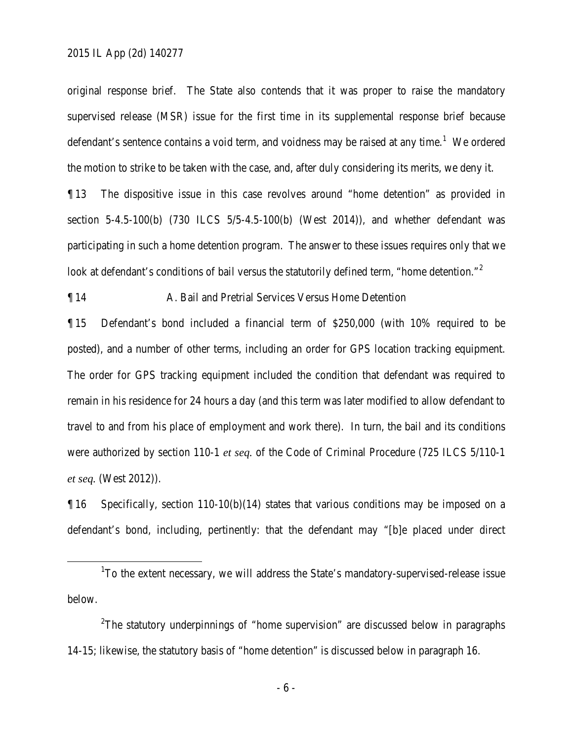original response brief. The State also contends that it was proper to raise the mandatory supervised release (MSR) issue for the first time in its supplemental response brief because defendant's sentence contains a void term, and voidness may be raised at any time.[1] We ordered the motion to strike to be taken with the case, and, after duly considering its merits, we deny it.

¶ 13 The dispositive issue in this case revolves around "home detention" as provided in section 5-4.5-100(b) (730 ILCS 5/5-4.5-100(b) (West 2014)), and whether defendant was participating in such a home detention program. The answer to these issues requires only that we look at defendant's conditions of bail versus the statutorily defined term, "home detention."[2]

¶ 14 A. Bail and Pretrial Services Versus Home Detention

¶ 15 Defendant's bond included a financial term of $250,000 (with 10% required to be posted), and a number of other terms, including an order for GPS location tracking equipment. The order for GPS tracking equipment included the condition that defendant was required to remain in his residence for 24 hours a day (and this term was later modified to allow defendant to travel to and from his place of employment and work there). In turn, the bail and its conditions were authorized by section 110-1 *et seq.* of the Code of Criminal Procedure (725 ILCS 5/110-1 *et seq.* (West 2012)).

¶ 16 Specifically, section 110-10(b)(14) states that various conditions may be imposed on a defendant's bond, including, pertinently: that the defendant may "[b]e placed under direct

---

[1] To the extent necessary, we will address the State's mandatory-supervised-release issue below.

[2] The statutory underpinnings of "home supervision" are discussed below in paragraphs 14-15; likewise, the statutory basis of "home detention" is discussed below in paragraph 16.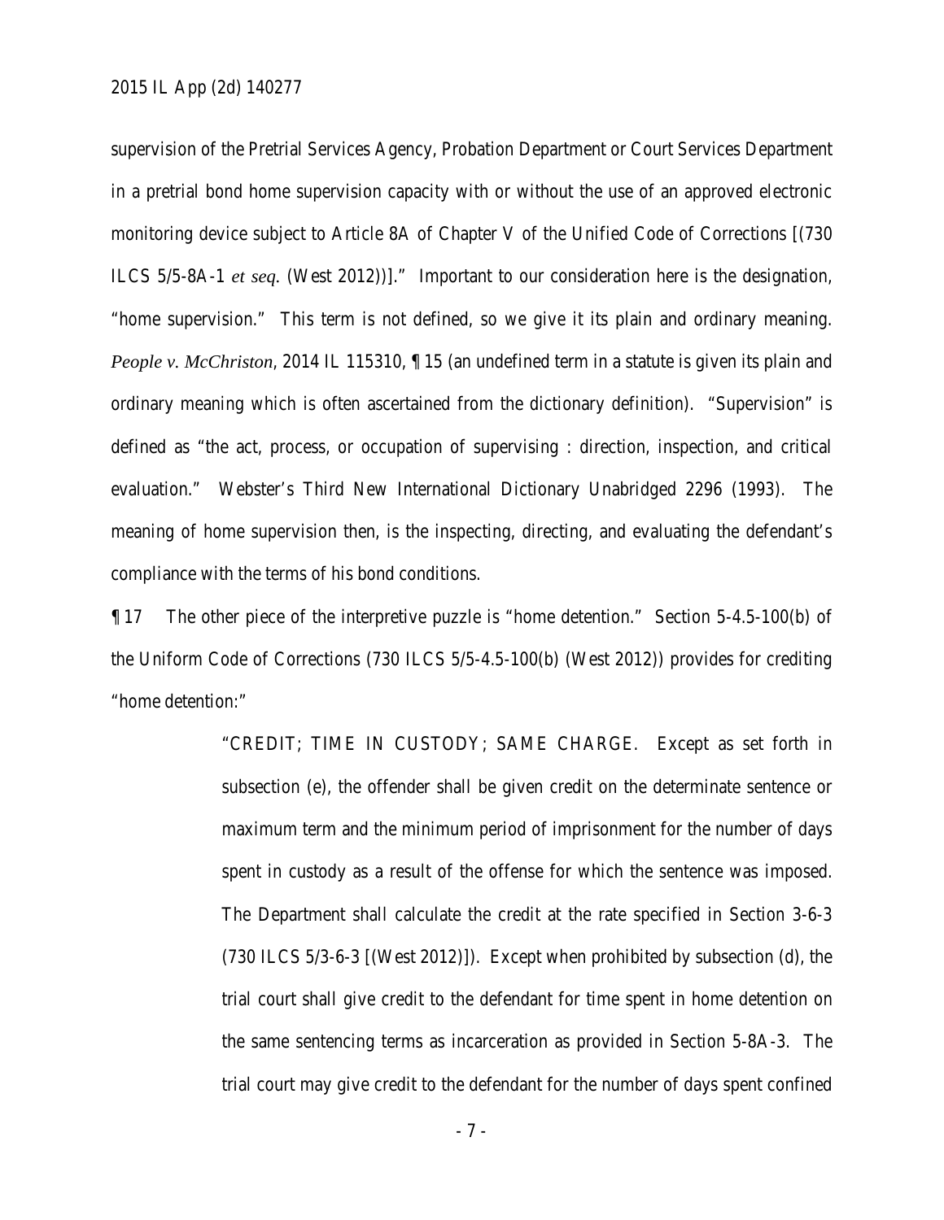supervision of the Pretrial Services Agency, Probation Department or Court Services Department in a pretrial bond home supervision capacity with or without the use of an approved electronic monitoring device subject to Article 8A of Chapter V of the Unified Code of Corrections [(730 ILCS 5/5-8A-1 *et seq*. (West 2012))]." Important to our consideration here is the designation, "home supervision." This term is not defined, so we give it its plain and ordinary meaning. *People v. McChriston*, 2014 IL 115310, ¶ 15 (an undefined term in a statute is given its plain and ordinary meaning which is often ascertained from the dictionary definition). "Supervision" is defined as "the act, process, or occupation of supervising : direction, inspection, and critical evaluation." Webster's Third New International Dictionary Unabridged 2296 (1993). The meaning of home supervision then, is the inspecting, directing, and evaluating the defendant's compliance with the terms of his bond conditions.

¶ 17 The other piece of the interpretive puzzle is "home detention." Section 5-4.5-100(b) of the Uniform Code of Corrections (730 ILCS 5/5-4.5-100(b) (West 2012)) provides for crediting "home detention:"

> "CREDIT; TIME IN CUSTODY; SAME CHARGE. Except as set forth in subsection (e), the offender shall be given credit on the determinate sentence or maximum term and the minimum period of imprisonment for the number of days spent in custody as a result of the offense for which the sentence was imposed. The Department shall calculate the credit at the rate specified in Section 3-6-3 (730 ILCS 5/3-6-3 [(West 2012)]). Except when prohibited by subsection (d), the trial court shall give credit to the defendant for time spent in home detention on the same sentencing terms as incarceration as provided in Section 5-8A-3. The trial court may give credit to the defendant for the number of days spent confined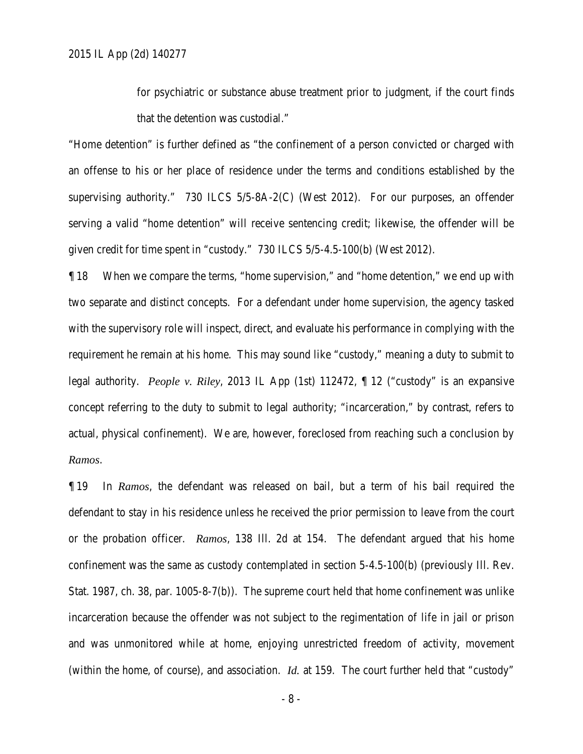> for psychiatric or substance abuse treatment prior to judgment, if the court finds that the detention was custodial."

"Home detention" is further defined as "the confinement of a person convicted or charged with an offense to his or her place of residence under the terms and conditions established by the supervising authority." 730 ILCS 5/5-8A-2(C) (West 2012). For our purposes, an offender serving a valid "home detention" will receive sentencing credit; likewise, the offender will be given credit for time spent in "custody." 730 ILCS 5/5-4.5-100(b) (West 2012).

¶ 18 When we compare the terms, "home supervision," and "home detention," we end up with two separate and distinct concepts. For a defendant under home supervision, the agency tasked with the supervisory role will inspect, direct, and evaluate his performance in complying with the requirement he remain at his home. This may sound like "custody," meaning a duty to submit to legal authority. *People v. Riley*, 2013 IL App (1st) 112472, ¶ 12 ("custody" is an expansive concept referring to the duty to submit to legal authority; "incarceration," by contrast, refers to actual, physical confinement). We are, however, foreclosed from reaching such a conclusion by *Ramos*.

¶ 19 In *Ramos*, the defendant was released on bail, but a term of his bail required the defendant to stay in his residence unless he received the prior permission to leave from the court or the probation officer. *Ramos*, 138 Ill. 2d at 154. The defendant argued that his home confinement was the same as custody contemplated in section 5-4.5-100(b) (previously Ill. Rev. Stat. 1987, ch. 38, par. 1005-8-7(b)). The supreme court held that home confinement was unlike incarceration because the offender was not subject to the regimentation of life in jail or prison and was unmonitored while at home, enjoying unrestricted freedom of activity, movement (within the home, of course), and association. *Id.* at 159. The court further held that "custody"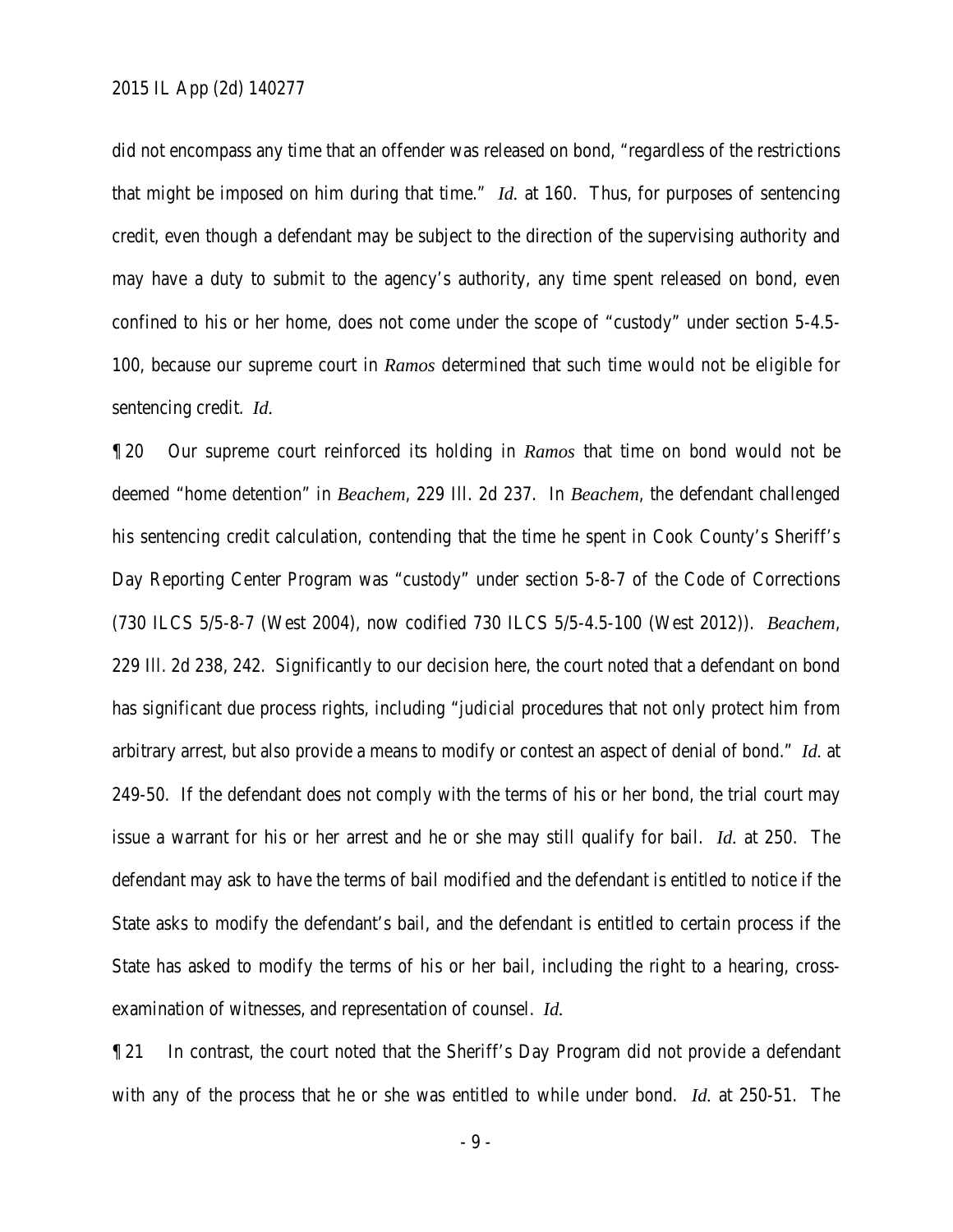did not encompass any time that an offender was released on bond, "regardless of the restrictions that might be imposed on him during that time." *Id.* at 160. Thus, for purposes of sentencing credit, even though a defendant may be subject to the direction of the supervising authority and may have a duty to submit to the agency's authority, any time spent released on bond, even confined to his or her home, does not come under the scope of "custody" under section 5-4.5-100, because our supreme court in *Ramos* determined that such time would not be eligible for sentencing credit. *Id.*

¶ 20 Our supreme court reinforced its holding in *Ramos* that time on bond would not be deemed "home detention" in *Beachem*, 229 Ill. 2d 237. In *Beachem*, the defendant challenged his sentencing credit calculation, contending that the time he spent in Cook County's Sheriff's Day Reporting Center Program was "custody" under section 5-8-7 of the Code of Corrections (730 ILCS 5/5-8-7 (West 2004), now codified 730 ILCS 5/5-4.5-100 (West 2012)). *Beachem*, 229 Ill. 2d 238, 242. Significantly to our decision here, the court noted that a defendant on bond has significant due process rights, including "judicial procedures that not only protect him from arbitrary arrest, but also provide a means to modify or contest an aspect of denial of bond." *Id.* at 249-50. If the defendant does not comply with the terms of his or her bond, the trial court may issue a warrant for his or her arrest and he or she may still qualify for bail. *Id.* at 250. The defendant may ask to have the terms of bail modified and the defendant is entitled to notice if the State asks to modify the defendant's bail, and the defendant is entitled to certain process if the State has asked to modify the terms of his or her bail, including the right to a hearing, cross-examination of witnesses, and representation of counsel. *Id.*

¶ 21 In contrast, the court noted that the Sheriff's Day Program did not provide a defendant with any of the process that he or she was entitled to while under bond. *Id.* at 250-51. The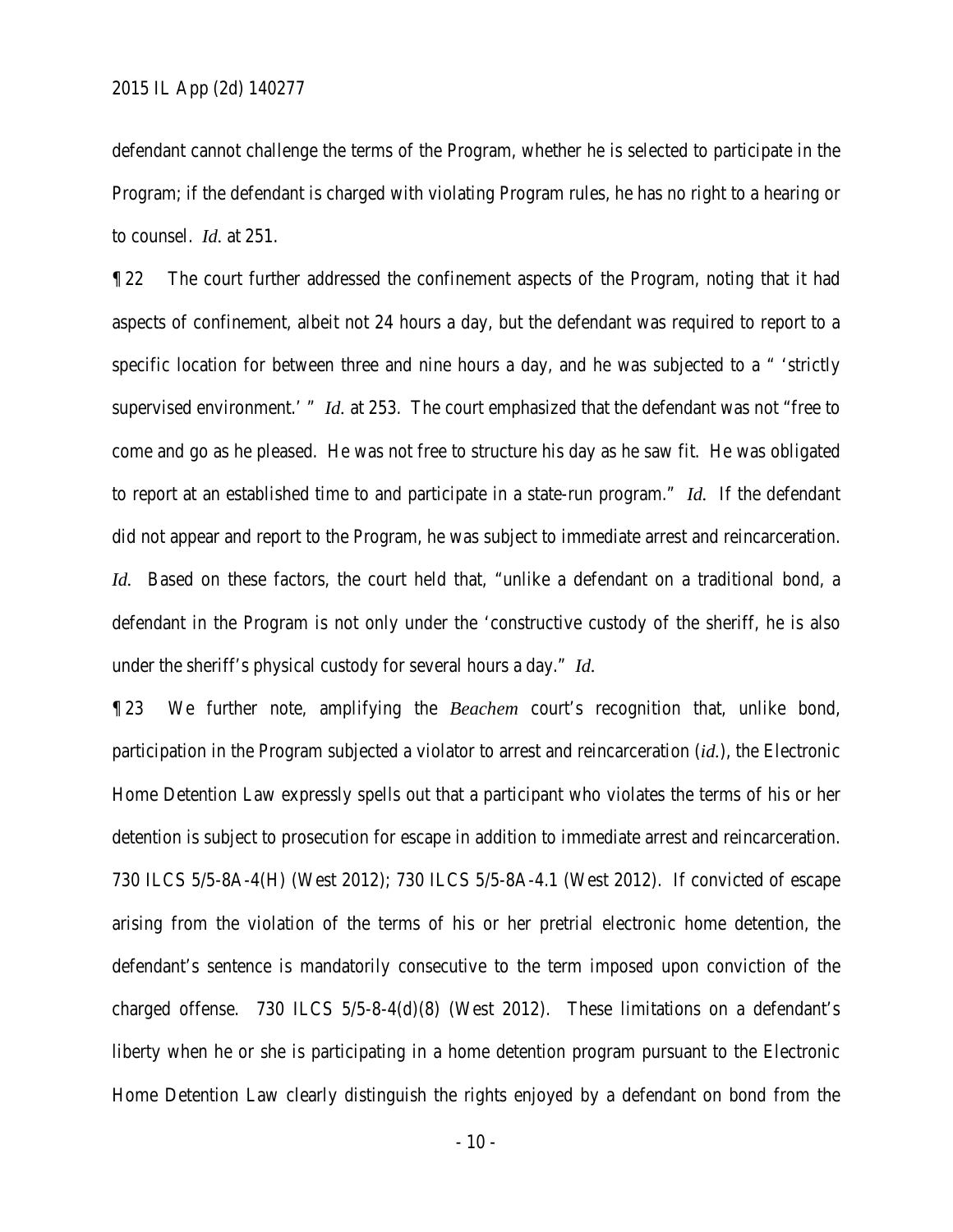defendant cannot challenge the terms of the Program, whether he is selected to participate in the Program; if the defendant is charged with violating Program rules, he has no right to a hearing or to counsel. *Id.* at 251.

¶ 22 The court further addressed the confinement aspects of the Program, noting that it had aspects of confinement, albeit not 24 hours a day, but the defendant was required to report to a specific location for between three and nine hours a day, and he was subjected to a " 'strictly supervised environment.' " *Id.* at 253. The court emphasized that the defendant was not "free to come and go as he pleased. He was not free to structure his day as he saw fit. He was obligated to report at an established time to and participate in a state-run program." *Id.* If the defendant did not appear and report to the Program, he was subject to immediate arrest and reincarceration. *Id.* Based on these factors, the court held that, "unlike a defendant on a traditional bond, a defendant in the Program is not only under the 'constructive custody of the sheriff, he is also under the sheriff's physical custody for several hours a day." *Id.*

¶ 23 We further note, amplifying the *Beachem* court's recognition that, unlike bond, participation in the Program subjected a violator to arrest and reincarceration (*id.*), the Electronic Home Detention Law expressly spells out that a participant who violates the terms of his or her detention is subject to prosecution for escape in addition to immediate arrest and reincarceration. 730 ILCS 5/5-8A-4(H) (West 2012); 730 ILCS 5/5-8A-4.1 (West 2012). If convicted of escape arising from the violation of the terms of his or her pretrial electronic home detention, the defendant's sentence is mandatorily consecutive to the term imposed upon conviction of the charged offense. 730 ILCS 5/5-8-4(d)(8) (West 2012). These limitations on a defendant's liberty when he or she is participating in a home detention program pursuant to the Electronic Home Detention Law clearly distinguish the rights enjoyed by a defendant on bond from the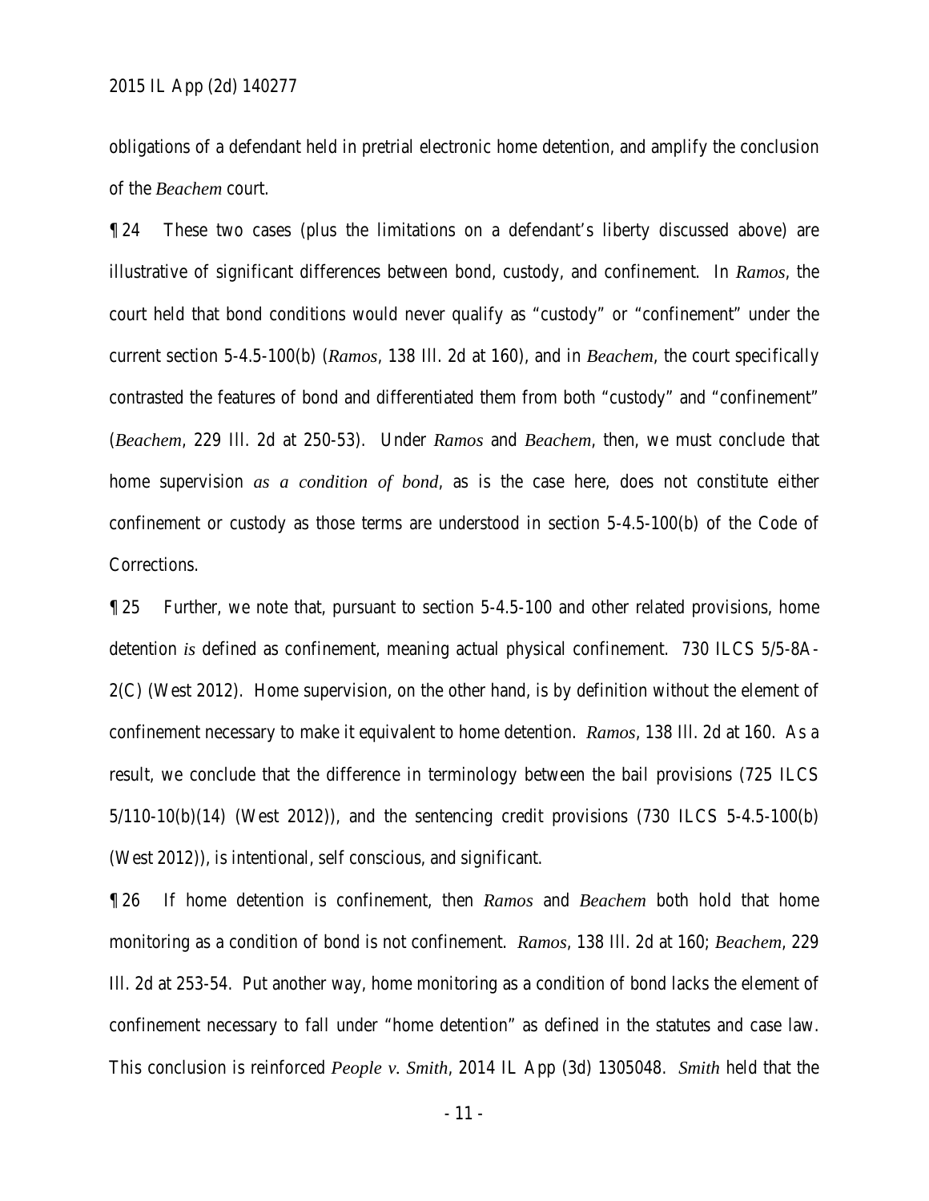obligations of a defendant held in pretrial electronic home detention, and amplify the conclusion of the *Beachem* court.

¶ 24 These two cases (plus the limitations on a defendant's liberty discussed above) are illustrative of significant differences between bond, custody, and confinement. In *Ramos*, the court held that bond conditions would never qualify as "custody" or "confinement" under the current section 5-4.5-100(b) (*Ramos*, 138 Ill. 2d at 160), and in *Beachem*, the court specifically contrasted the features of bond and differentiated them from both "custody" and "confinement" (*Beachem*, 229 Ill. 2d at 250-53). Under *Ramos* and *Beachem*, then, we must conclude that home supervision *as a condition of bond*, as is the case here, does not constitute either confinement or custody as those terms are understood in section 5-4.5-100(b) of the Code of Corrections.

¶ 25 Further, we note that, pursuant to section 5-4.5-100 and other related provisions, home detention *is* defined as confinement, meaning actual physical confinement. 730 ILCS 5/5-8A-2(C) (West 2012). Home supervision, on the other hand, is by definition without the element of confinement necessary to make it equivalent to home detention. *Ramos*, 138 Ill. 2d at 160. As a result, we conclude that the difference in terminology between the bail provisions (725 ILCS 5/110-10(b)(14) (West 2012)), and the sentencing credit provisions (730 ILCS 5-4.5-100(b) (West 2012)), is intentional, self conscious, and significant.

¶ 26 If home detention is confinement, then *Ramos* and *Beachem* both hold that home monitoring as a condition of bond is not confinement. *Ramos*, 138 Ill. 2d at 160; *Beachem*, 229 Ill. 2d at 253-54. Put another way, home monitoring as a condition of bond lacks the element of confinement necessary to fall under "home detention" as defined in the statutes and case law. This conclusion is reinforced *People v. Smith*, 2014 IL App (3d) 1305048. *Smith* held that the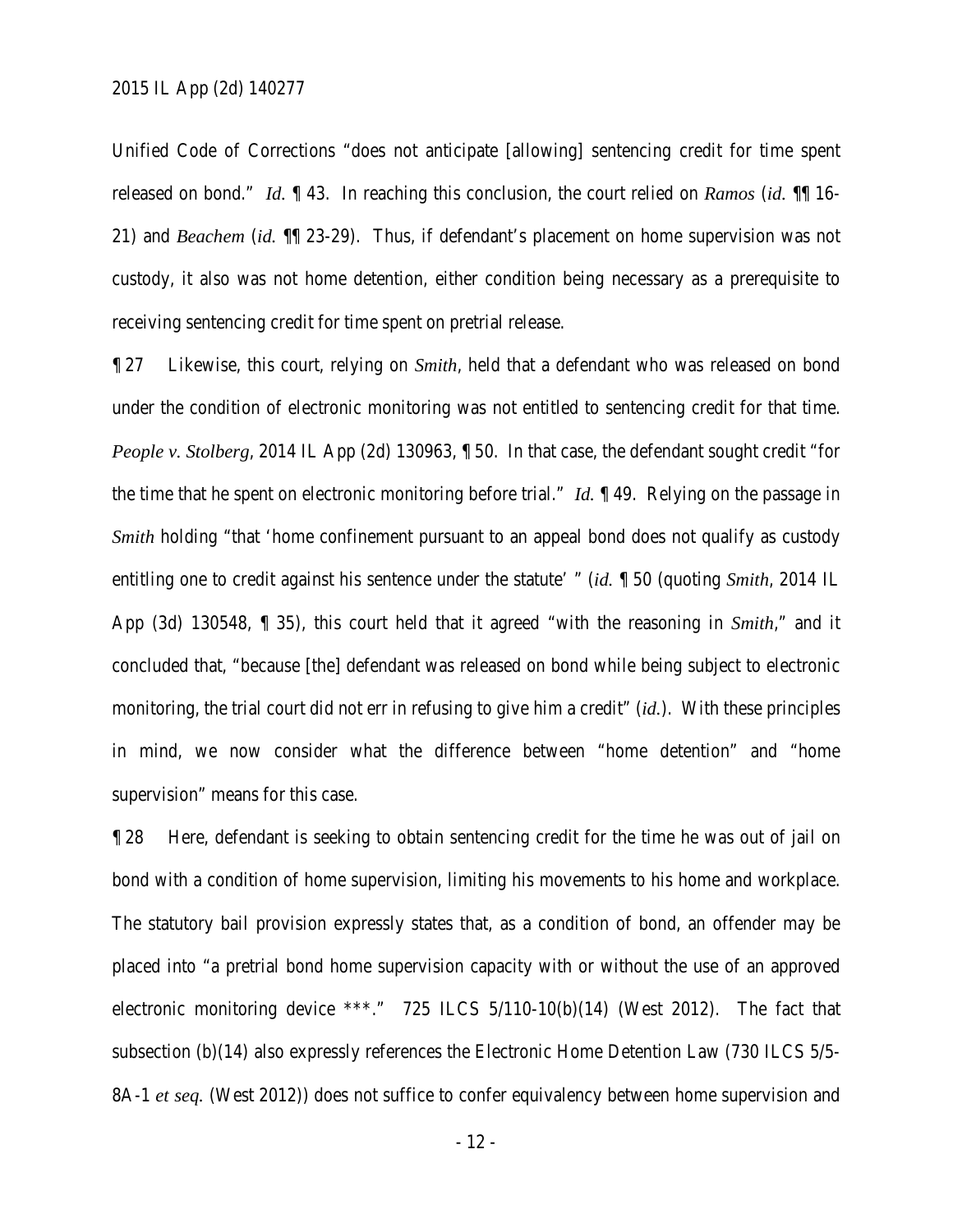Unified Code of Corrections "does not anticipate [allowing] sentencing credit for time spent released on bond." *Id.* ¶ 43. In reaching this conclusion, the court relied on *Ramos* (*id.* ¶¶ 16-21) and *Beachem* (*id.* ¶¶ 23-29). Thus, if defendant's placement on home supervision was not custody, it also was not home detention, either condition being necessary as a prerequisite to receiving sentencing credit for time spent on pretrial release.

¶ 27 Likewise, this court, relying on *Smith*, held that a defendant who was released on bond under the condition of electronic monitoring was not entitled to sentencing credit for that time. *People v. Stolberg*, 2014 IL App (2d) 130963, ¶ 50. In that case, the defendant sought credit "for the time that he spent on electronic monitoring before trial." *Id.* ¶ 49. Relying on the passage in *Smith* holding "that 'home confinement pursuant to an appeal bond does not qualify as custody entitling one to credit against his sentence under the statute' " (*id.* ¶ 50 (quoting *Smith*, 2014 IL App (3d) 130548, ¶ 35), this court held that it agreed "with the reasoning in *Smith*," and it concluded that, "because [the] defendant was released on bond while being subject to electronic monitoring, the trial court did not err in refusing to give him a credit" (*id.*). With these principles in mind, we now consider what the difference between "home detention" and "home supervision" means for this case.

¶ 28 Here, defendant is seeking to obtain sentencing credit for the time he was out of jail on bond with a condition of home supervision, limiting his movements to his home and workplace. The statutory bail provision expressly states that, as a condition of bond, an offender may be placed into "a pretrial bond home supervision capacity with or without the use of an approved electronic monitoring device ***." 725 ILCS 5/110-10(b)(14) (West 2012). The fact that subsection (b)(14) also expressly references the Electronic Home Detention Law (730 ILCS 5/5-8A-1 *et seq.* (West 2012)) does not suffice to confer equivalency between home supervision and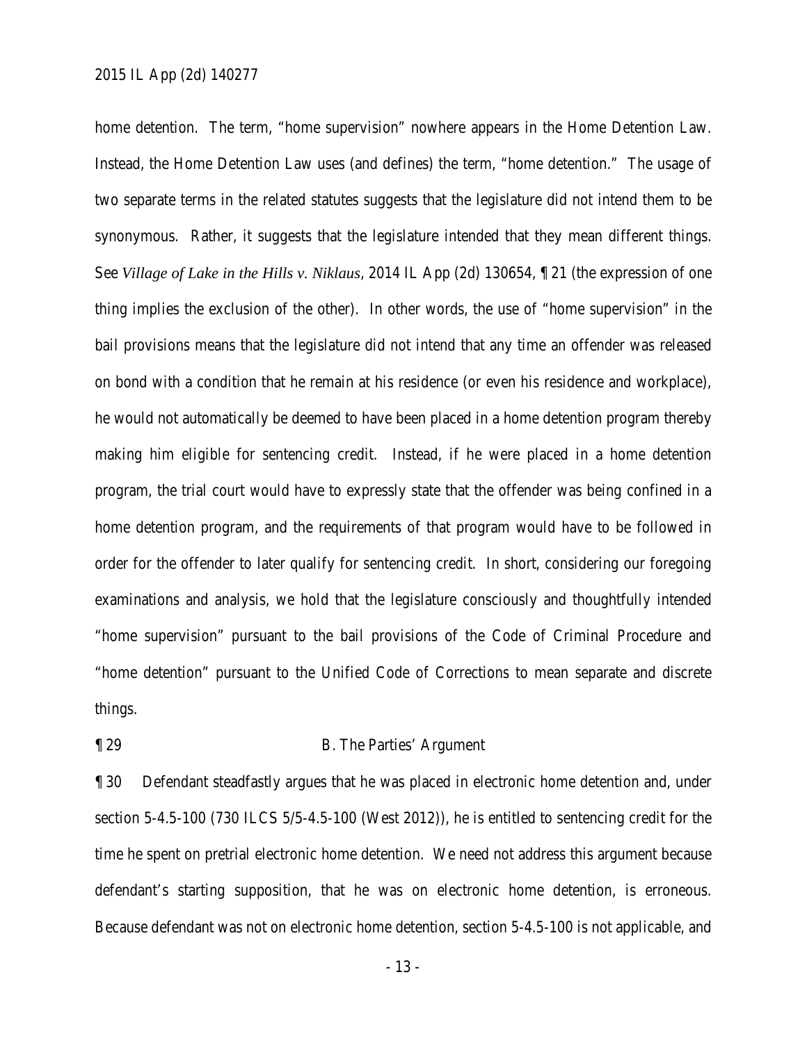home detention. The term, "home supervision" nowhere appears in the Home Detention Law. Instead, the Home Detention Law uses (and defines) the term, "home detention." The usage of two separate terms in the related statutes suggests that the legislature did not intend them to be synonymous. Rather, it suggests that the legislature intended that they mean different things. See *Village of Lake in the Hills v. Niklaus*, 2014 IL App (2d) 130654, ¶ 21 (the expression of one thing implies the exclusion of the other). In other words, the use of "home supervision" in the bail provisions means that the legislature did not intend that any time an offender was released on bond with a condition that he remain at his residence (or even his residence and workplace), he would not automatically be deemed to have been placed in a home detention program thereby making him eligible for sentencing credit. Instead, if he were placed in a home detention program, the trial court would have to expressly state that the offender was being confined in a home detention program, and the requirements of that program would have to be followed in order for the offender to later qualify for sentencing credit. In short, considering our foregoing examinations and analysis, we hold that the legislature consciously and thoughtfully intended "home supervision" pursuant to the bail provisions of the Code of Criminal Procedure and "home detention" pursuant to the Unified Code of Corrections to mean separate and discrete things.

¶ 29 B. The Parties' Argument

¶ 30 Defendant steadfastly argues that he was placed in electronic home detention and, under section 5-4.5-100 (730 ILCS 5/5-4.5-100 (West 2012)), he is entitled to sentencing credit for the time he spent on pretrial electronic home detention. We need not address this argument because defendant's starting supposition, that he was on electronic home detention, is erroneous. Because defendant was not on electronic home detention, section 5-4.5-100 is not applicable, and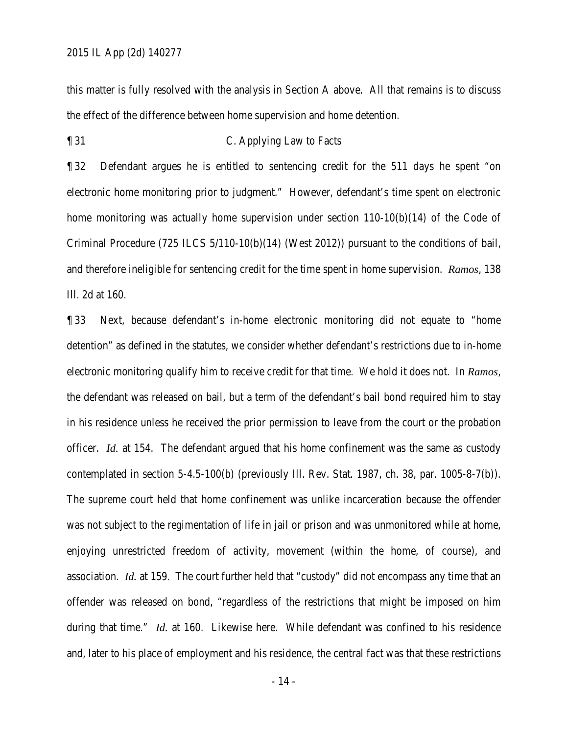this matter is fully resolved with the analysis in Section A above. All that remains is to discuss the effect of the difference between home supervision and home detention.

¶ 31 C. Applying Law to Facts

¶ 32 Defendant argues he is entitled to sentencing credit for the 511 days he spent "on electronic home monitoring prior to judgment." However, defendant's time spent on electronic home monitoring was actually home supervision under section 110-10(b)(14) of the Code of Criminal Procedure (725 ILCS 5/110-10(b)(14) (West 2012)) pursuant to the conditions of bail, and therefore ineligible for sentencing credit for the time spent in home supervision. *Ramos*, 138 Ill. 2d at 160.

¶ 33 Next, because defendant's in-home electronic monitoring did not equate to "home detention" as defined in the statutes, we consider whether defendant's restrictions due to in-home electronic monitoring qualify him to receive credit for that time. We hold it does not. In *Ramos*, the defendant was released on bail, but a term of the defendant's bail bond required him to stay in his residence unless he received the prior permission to leave from the court or the probation officer. *Id.* at 154. The defendant argued that his home confinement was the same as custody contemplated in section 5-4.5-100(b) (previously Ill. Rev. Stat. 1987, ch. 38, par. 1005-8-7(b)). The supreme court held that home confinement was unlike incarceration because the offender was not subject to the regimentation of life in jail or prison and was unmonitored while at home, enjoying unrestricted freedom of activity, movement (within the home, of course), and association. *Id.* at 159. The court further held that "custody" did not encompass any time that an offender was released on bond, "regardless of the restrictions that might be imposed on him during that time." *Id.* at 160. Likewise here. While defendant was confined to his residence and, later to his place of employment and his residence, the central fact was that these restrictions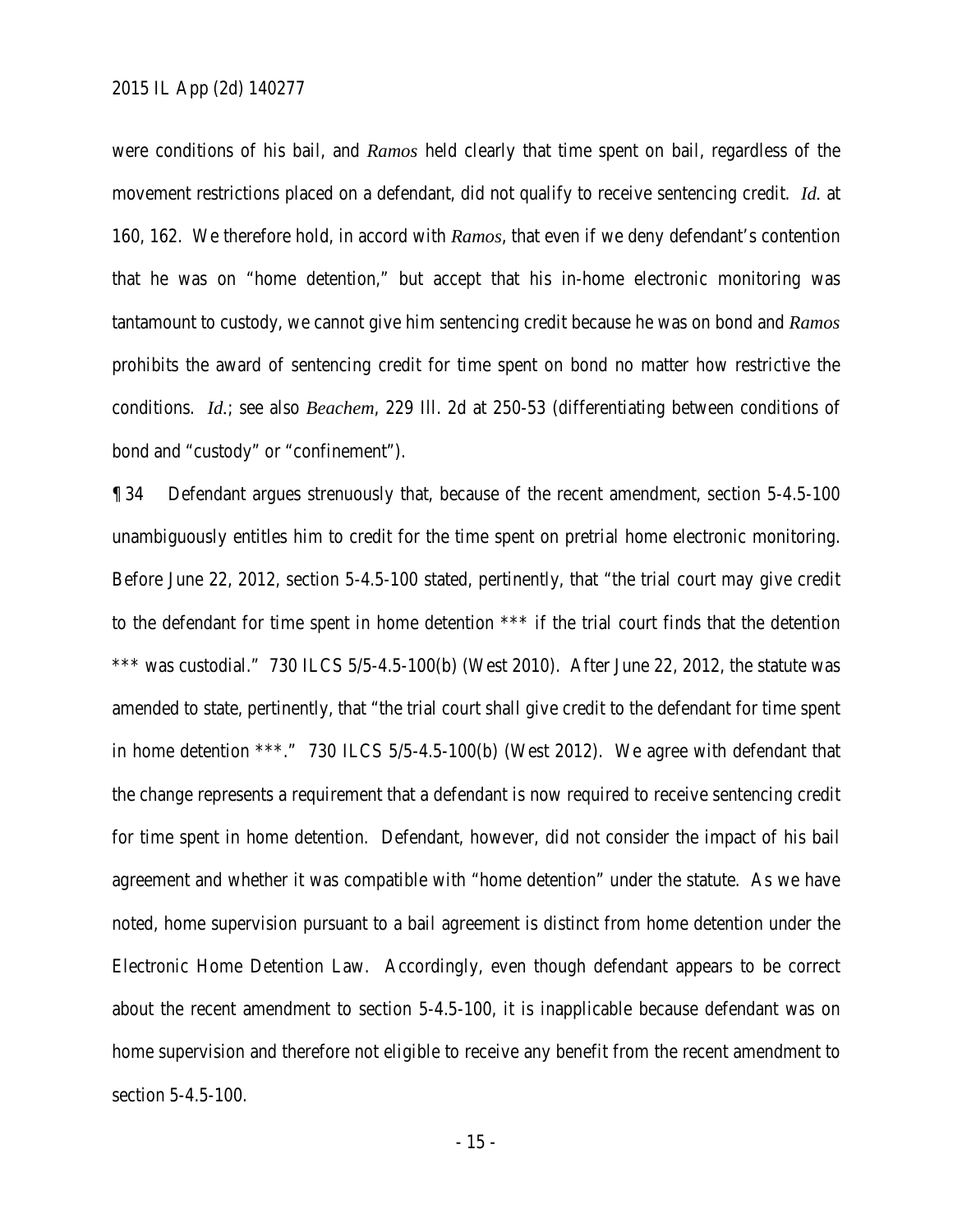were conditions of his bail, and *Ramos* held clearly that time spent on bail, regardless of the movement restrictions placed on a defendant, did not qualify to receive sentencing credit. *Id.* at 160, 162. We therefore hold, in accord with *Ramos*, that even if we deny defendant's contention that he was on "home detention," but accept that his in-home electronic monitoring was tantamount to custody, we cannot give him sentencing credit because he was on bond and *Ramos* prohibits the award of sentencing credit for time spent on bond no matter how restrictive the conditions. *Id.*; see also *Beachem*, 229 Ill. 2d at 250-53 (differentiating between conditions of bond and "custody" or "confinement").

¶ 34 Defendant argues strenuously that, because of the recent amendment, section 5-4.5-100 unambiguously entitles him to credit for the time spent on pretrial home electronic monitoring. Before June 22, 2012, section 5-4.5-100 stated, pertinently, that "the trial court may give credit to the defendant for time spent in home detention *** if the trial court finds that the detention *** was custodial." 730 ILCS 5/5-4.5-100(b) (West 2010). After June 22, 2012, the statute was amended to state, pertinently, that "the trial court shall give credit to the defendant for time spent in home detention ***." 730 ILCS 5/5-4.5-100(b) (West 2012). We agree with defendant that the change represents a requirement that a defendant is now required to receive sentencing credit for time spent in home detention. Defendant, however, did not consider the impact of his bail agreement and whether it was compatible with "home detention" under the statute. As we have noted, home supervision pursuant to a bail agreement is distinct from home detention under the Electronic Home Detention Law. Accordingly, even though defendant appears to be correct about the recent amendment to section 5-4.5-100, it is inapplicable because defendant was on home supervision and therefore not eligible to receive any benefit from the recent amendment to section 5-4.5-100.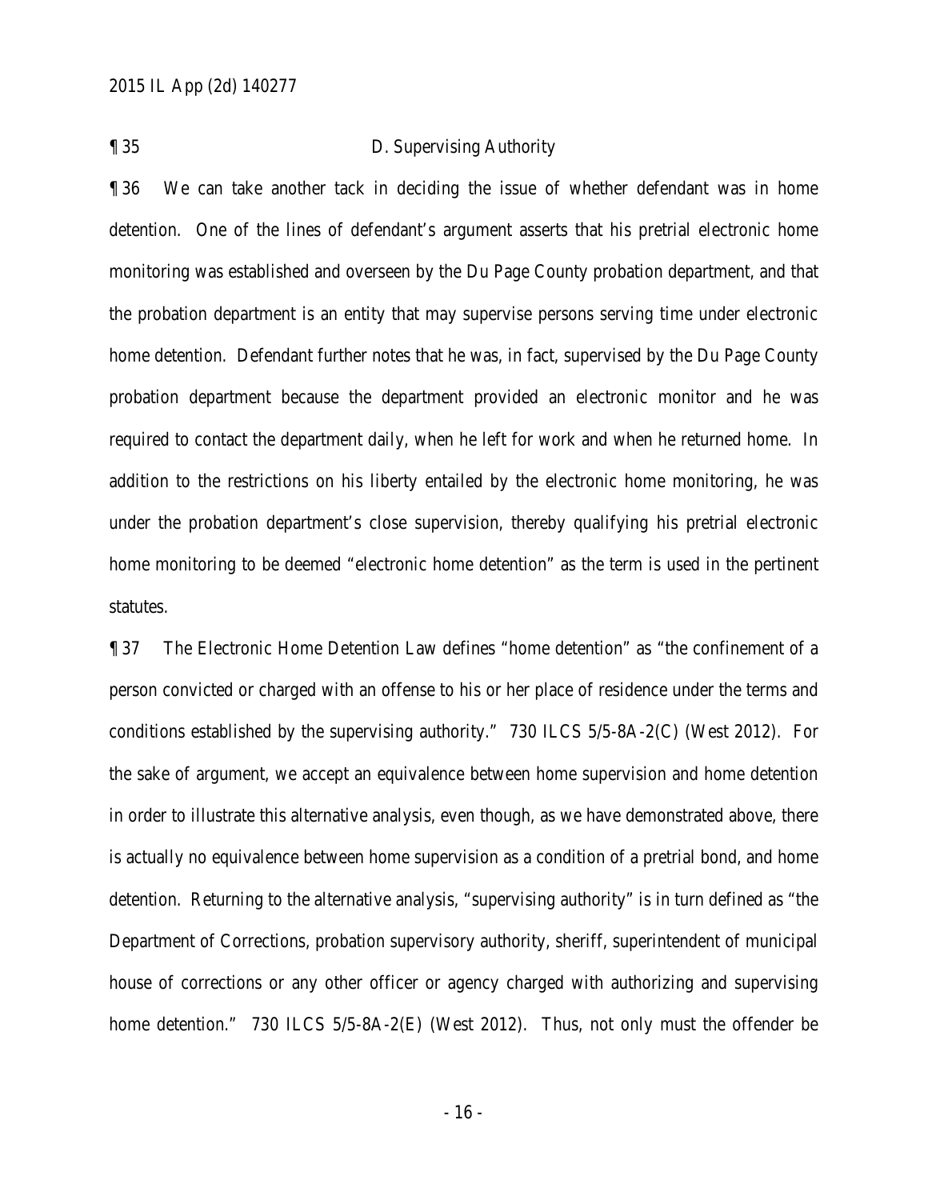¶ 35 D. Supervising Authority

¶ 36 We can take another tack in deciding the issue of whether defendant was in home detention. One of the lines of defendant's argument asserts that his pretrial electronic home monitoring was established and overseen by the Du Page County probation department, and that the probation department is an entity that may supervise persons serving time under electronic home detention. Defendant further notes that he was, in fact, supervised by the Du Page County probation department because the department provided an electronic monitor and he was required to contact the department daily, when he left for work and when he returned home. In addition to the restrictions on his liberty entailed by the electronic home monitoring, he was under the probation department's close supervision, thereby qualifying his pretrial electronic home monitoring to be deemed "electronic home detention" as the term is used in the pertinent statutes.

¶ 37 The Electronic Home Detention Law defines "home detention" as "the confinement of a person convicted or charged with an offense to his or her place of residence under the terms and conditions established by the supervising authority." 730 ILCS 5/5-8A-2(C) (West 2012). For the sake of argument, we accept an equivalence between home supervision and home detention in order to illustrate this alternative analysis, even though, as we have demonstrated above, there is actually no equivalence between home supervision as a condition of a pretrial bond, and home detention. Returning to the alternative analysis, "supervising authority" is in turn defined as "the Department of Corrections, probation supervisory authority, sheriff, superintendent of municipal house of corrections or any other officer or agency charged with authorizing and supervising home detention." 730 ILCS 5/5-8A-2(E) (West 2012). Thus, not only must the offender be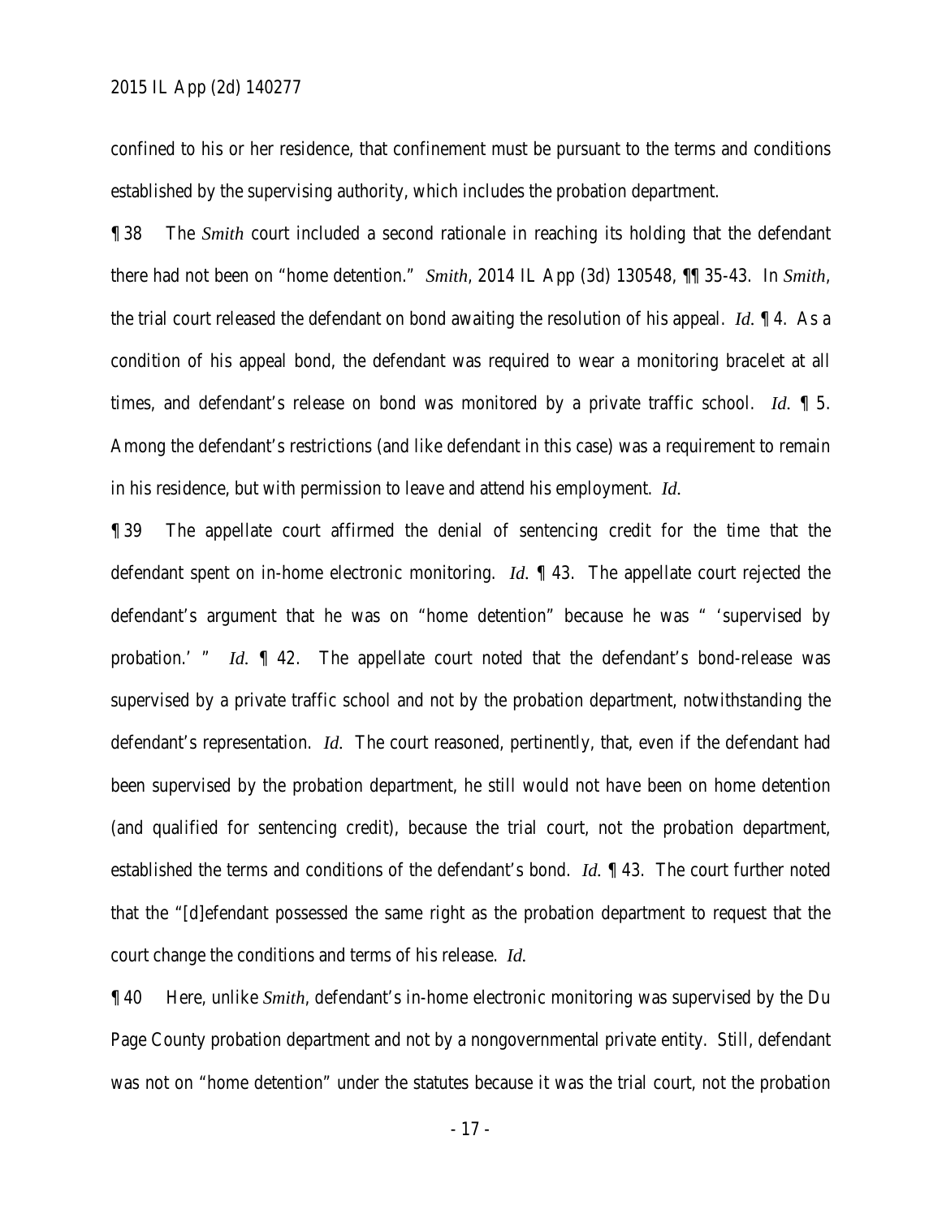confined to his or her residence, that confinement must be pursuant to the terms and conditions established by the supervising authority, which includes the probation department.

¶ 38 The *Smith* court included a second rationale in reaching its holding that the defendant there had not been on "home detention." *Smith*, 2014 IL App (3d) 130548, ¶¶ 35-43. In *Smith*, the trial court released the defendant on bond awaiting the resolution of his appeal. *Id.* ¶ 4. As a condition of his appeal bond, the defendant was required to wear a monitoring bracelet at all times, and defendant's release on bond was monitored by a private traffic school. *Id.* ¶ 5. Among the defendant's restrictions (and like defendant in this case) was a requirement to remain in his residence, but with permission to leave and attend his employment. *Id.*

¶ 39 The appellate court affirmed the denial of sentencing credit for the time that the defendant spent on in-home electronic monitoring. *Id.* ¶ 43. The appellate court rejected the defendant's argument that he was on "home detention" because he was " 'supervised by probation.' " *Id.* ¶ 42. The appellate court noted that the defendant's bond-release was supervised by a private traffic school and not by the probation department, notwithstanding the defendant's representation. *Id.* The court reasoned, pertinently, that, even if the defendant had been supervised by the probation department, he still would not have been on home detention (and qualified for sentencing credit), because the trial court, not the probation department, established the terms and conditions of the defendant's bond. *Id.* ¶ 43. The court further noted that the "[d]efendant possessed the same right as the probation department to request that the court change the conditions and terms of his release. *Id.*

¶ 40 Here, unlike *Smith*, defendant's in-home electronic monitoring was supervised by the Du Page County probation department and not by a nongovernmental private entity. Still, defendant was not on "home detention" under the statutes because it was the trial court, not the probation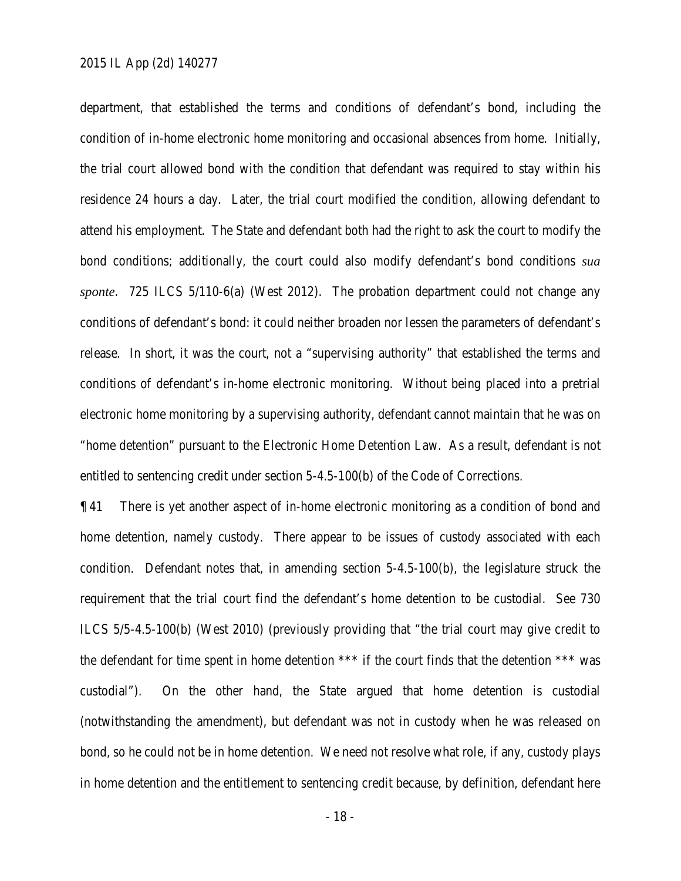department, that established the terms and conditions of defendant's bond, including the condition of in-home electronic home monitoring and occasional absences from home. Initially, the trial court allowed bond with the condition that defendant was required to stay within his residence 24 hours a day. Later, the trial court modified the condition, allowing defendant to attend his employment. The State and defendant both had the right to ask the court to modify the bond conditions; additionally, the court could also modify defendant's bond conditions *sua sponte*. 725 ILCS 5/110-6(a) (West 2012). The probation department could not change any conditions of defendant's bond: it could neither broaden nor lessen the parameters of defendant's release. In short, it was the court, not a "supervising authority" that established the terms and conditions of defendant's in-home electronic monitoring. Without being placed into a pretrial electronic home monitoring by a supervising authority, defendant cannot maintain that he was on "home detention" pursuant to the Electronic Home Detention Law. As a result, defendant is not entitled to sentencing credit under section 5-4.5-100(b) of the Code of Corrections.

¶ 41 There is yet another aspect of in-home electronic monitoring as a condition of bond and home detention, namely custody. There appear to be issues of custody associated with each condition. Defendant notes that, in amending section 5-4.5-100(b), the legislature struck the requirement that the trial court find the defendant's home detention to be custodial. See 730 ILCS 5/5-4.5-100(b) (West 2010) (previously providing that "the trial court may give credit to the defendant for time spent in home detention *** if the court finds that the detention *** was custodial"). On the other hand, the State argued that home detention is custodial (notwithstanding the amendment), but defendant was not in custody when he was released on bond, so he could not be in home detention. We need not resolve what role, if any, custody plays in home detention and the entitlement to sentencing credit because, by definition, defendant here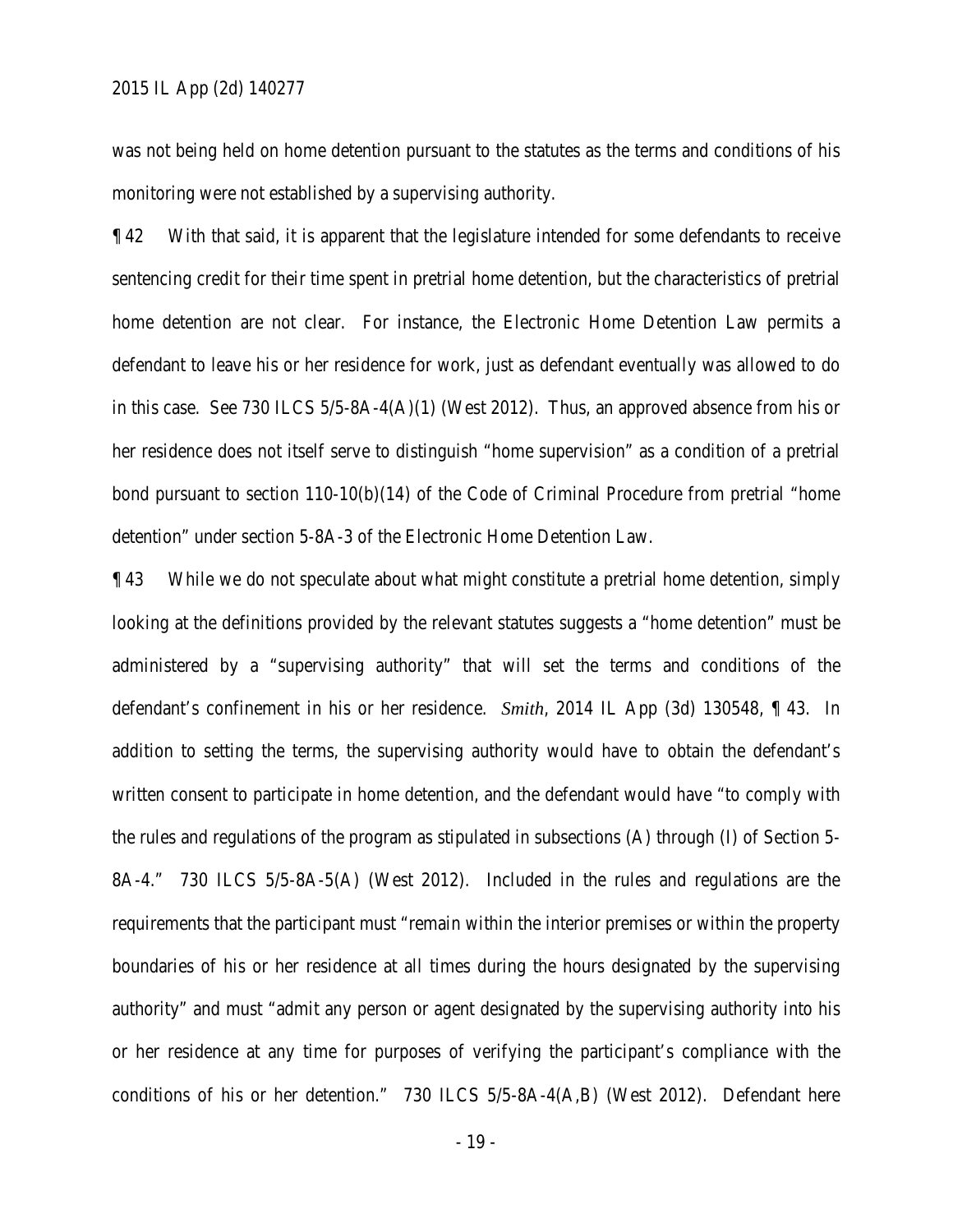was not being held on home detention pursuant to the statutes as the terms and conditions of his monitoring were not established by a supervising authority.

¶ 42 With that said, it is apparent that the legislature intended for some defendants to receive sentencing credit for their time spent in pretrial home detention, but the characteristics of pretrial home detention are not clear. For instance, the Electronic Home Detention Law permits a defendant to leave his or her residence for work, just as defendant eventually was allowed to do in this case. See 730 ILCS 5/5-8A-4(A)(1) (West 2012). Thus, an approved absence from his or her residence does not itself serve to distinguish "home supervision" as a condition of a pretrial bond pursuant to section 110-10(b)(14) of the Code of Criminal Procedure from pretrial "home detention" under section 5-8A-3 of the Electronic Home Detention Law.

¶ 43 While we do not speculate about what might constitute a pretrial home detention, simply looking at the definitions provided by the relevant statutes suggests a "home detention" must be administered by a "supervising authority" that will set the terms and conditions of the defendant's confinement in his or her residence. *Smith*, 2014 IL App (3d) 130548, ¶ 43. In addition to setting the terms, the supervising authority would have to obtain the defendant's written consent to participate in home detention, and the defendant would have "to comply with the rules and regulations of the program as stipulated in subsections (A) through (I) of Section 5-8A-4." 730 ILCS 5/5-8A-5(A) (West 2012). Included in the rules and regulations are the requirements that the participant must "remain within the interior premises or within the property boundaries of his or her residence at all times during the hours designated by the supervising authority" and must "admit any person or agent designated by the supervising authority into his or her residence at any time for purposes of verifying the participant's compliance with the conditions of his or her detention." 730 ILCS 5/5-8A-4(A,B) (West 2012). Defendant here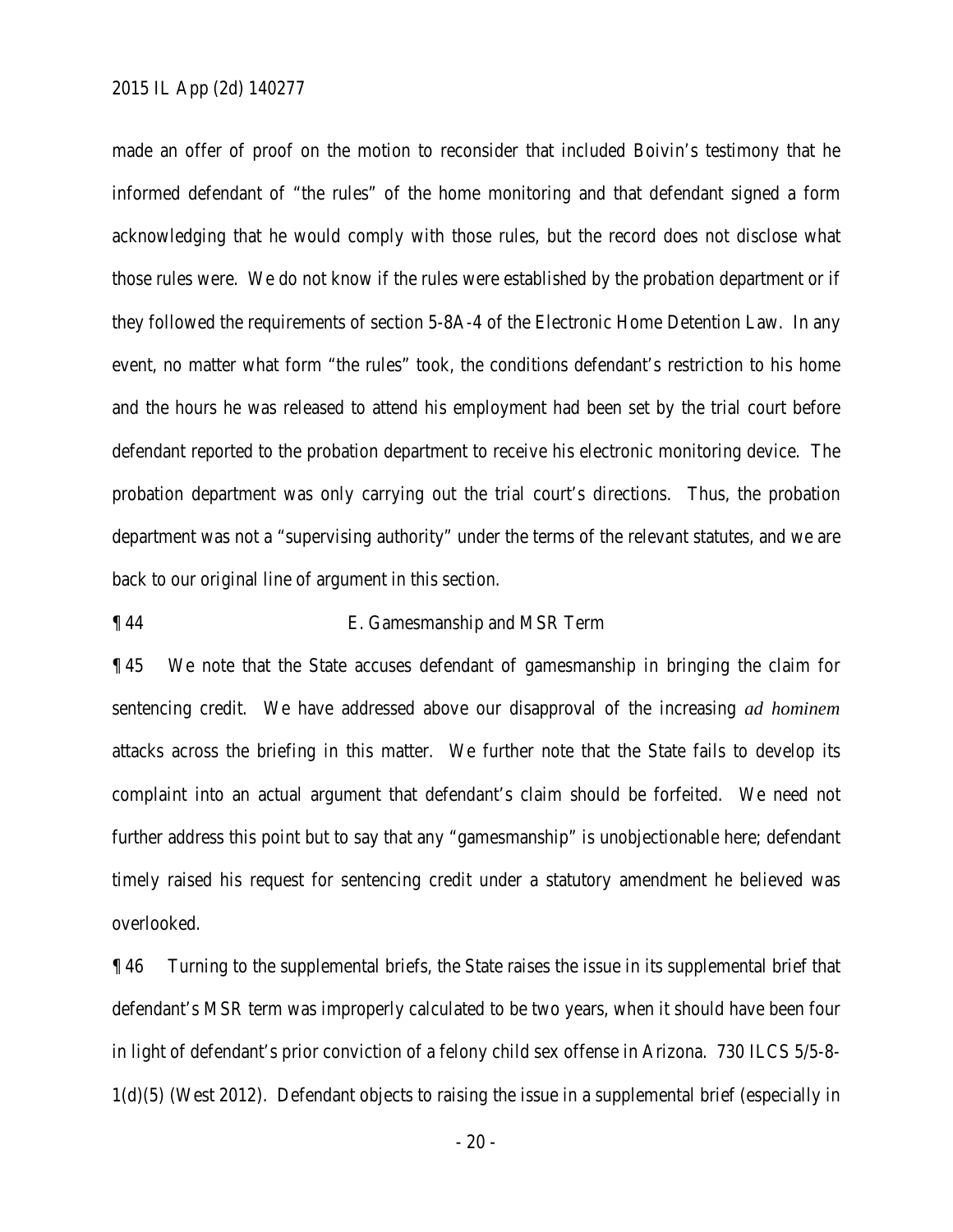made an offer of proof on the motion to reconsider that included Boivin's testimony that he informed defendant of "the rules" of the home monitoring and that defendant signed a form acknowledging that he would comply with those rules, but the record does not disclose what those rules were. We do not know if the rules were established by the probation department or if they followed the requirements of section 5-8A-4 of the Electronic Home Detention Law. In any event, no matter what form "the rules" took, the conditions defendant's restriction to his home and the hours he was released to attend his employment had been set by the trial court before defendant reported to the probation department to receive his electronic monitoring device. The probation department was only carrying out the trial court's directions. Thus, the probation department was not a "supervising authority" under the terms of the relevant statutes, and we are back to our original line of argument in this section.

¶ 44 E. Gamesmanship and MSR Term

¶ 45 We note that the State accuses defendant of gamesmanship in bringing the claim for sentencing credit. We have addressed above our disapproval of the increasing *ad hominem* attacks across the briefing in this matter. We further note that the State fails to develop its complaint into an actual argument that defendant's claim should be forfeited. We need not further address this point but to say that any "gamesmanship" is unobjectionable here; defendant timely raised his request for sentencing credit under a statutory amendment he believed was overlooked.

¶ 46 Turning to the supplemental briefs, the State raises the issue in its supplemental brief that defendant's MSR term was improperly calculated to be two years, when it should have been four in light of defendant's prior conviction of a felony child sex offense in Arizona. 730 ILCS 5/5-8-1(d)(5) (West 2012). Defendant objects to raising the issue in a supplemental brief (especially in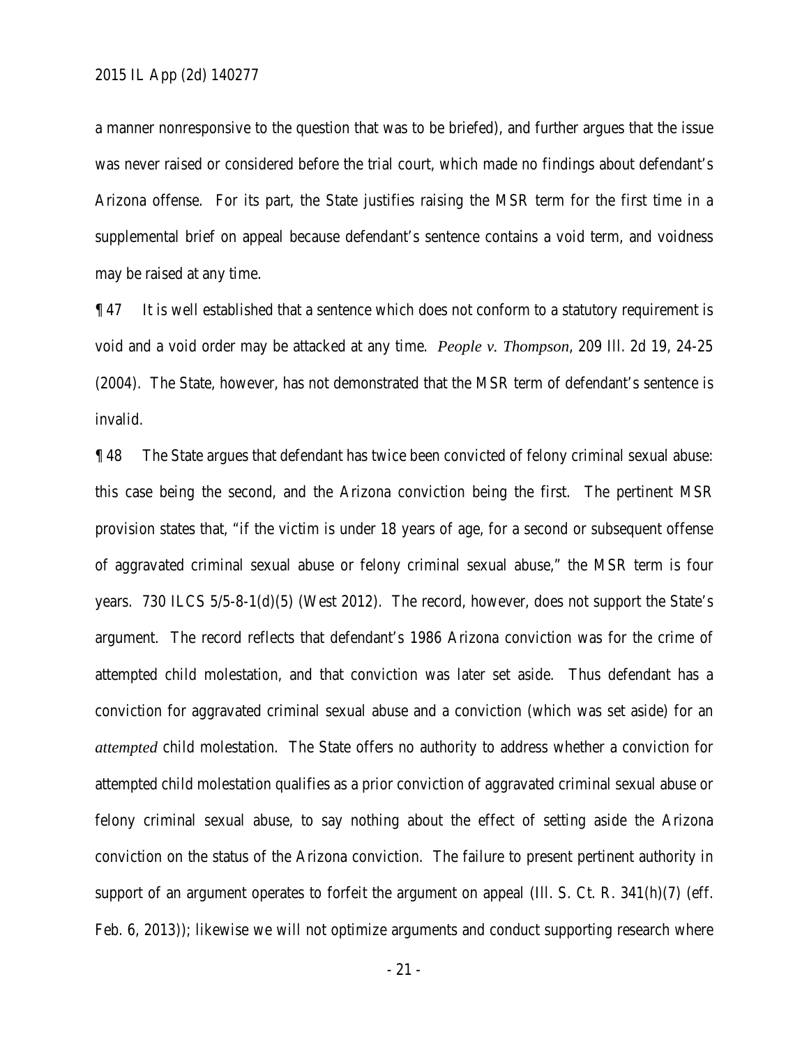a manner nonresponsive to the question that was to be briefed), and further argues that the issue was never raised or considered before the trial court, which made no findings about defendant's Arizona offense. For its part, the State justifies raising the MSR term for the first time in a supplemental brief on appeal because defendant's sentence contains a void term, and voidness may be raised at any time.

¶ 47 It is well established that a sentence which does not conform to a statutory requirement is void and a void order may be attacked at any time. *People v. Thompson*, 209 Ill. 2d 19, 24-25 (2004). The State, however, has not demonstrated that the MSR term of defendant's sentence is invalid.

¶ 48 The State argues that defendant has twice been convicted of felony criminal sexual abuse: this case being the second, and the Arizona conviction being the first. The pertinent MSR provision states that, "if the victim is under 18 years of age, for a second or subsequent offense of aggravated criminal sexual abuse or felony criminal sexual abuse," the MSR term is four years. 730 ILCS 5/5-8-1(d)(5) (West 2012). The record, however, does not support the State's argument. The record reflects that defendant's 1986 Arizona conviction was for the crime of attempted child molestation, and that conviction was later set aside. Thus defendant has a conviction for aggravated criminal sexual abuse and a conviction (which was set aside) for an *attempted* child molestation. The State offers no authority to address whether a conviction for attempted child molestation qualifies as a prior conviction of aggravated criminal sexual abuse or felony criminal sexual abuse, to say nothing about the effect of setting aside the Arizona conviction on the status of the Arizona conviction. The failure to present pertinent authority in support of an argument operates to forfeit the argument on appeal (Ill. S. Ct. R. 341(h)(7) (eff. Feb. 6, 2013)); likewise we will not optimize arguments and conduct supporting research where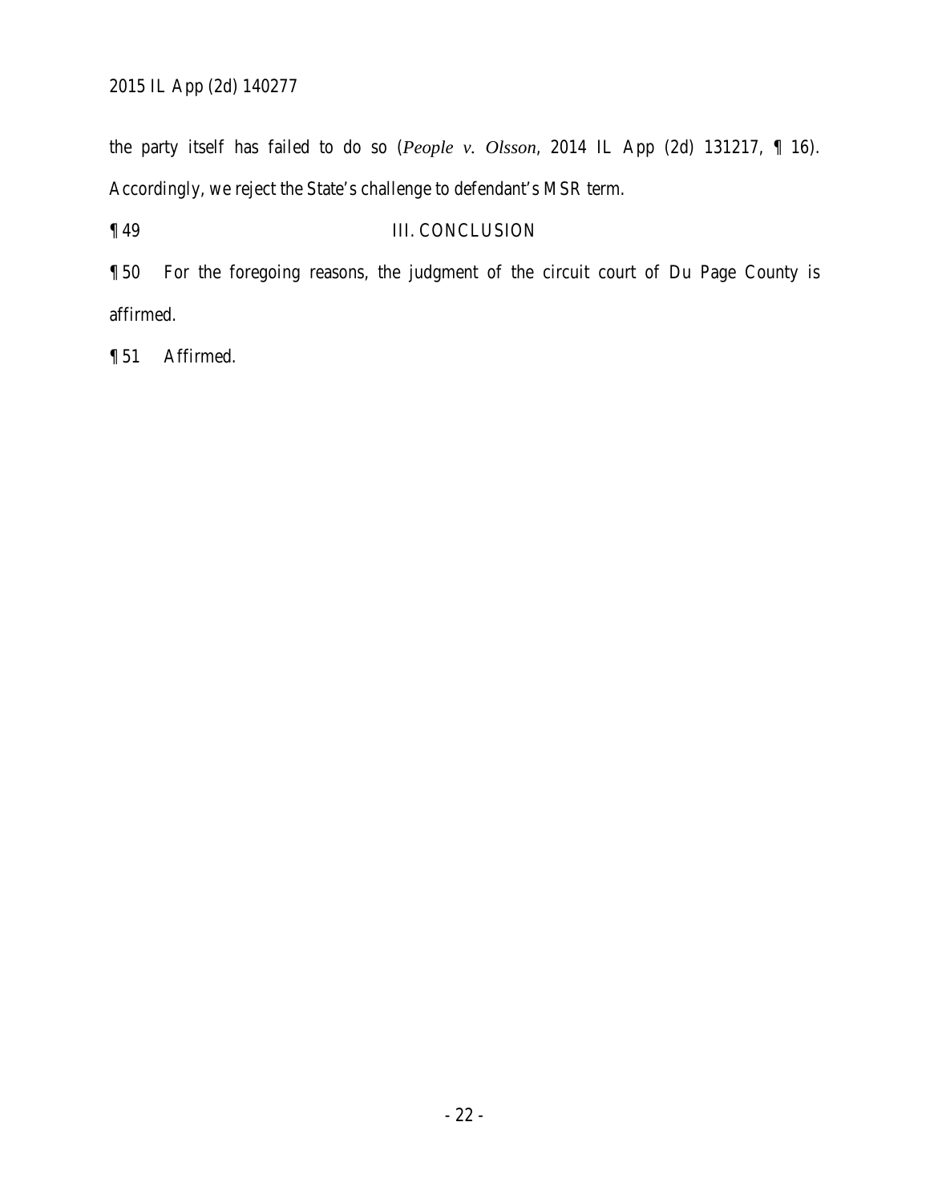the party itself has failed to do so (*People v. Olsson*, 2014 IL App (2d) 131217, ¶ 16). Accordingly, we reject the State's challenge to defendant's MSR term.

¶ 49 III. CONCLUSION

¶ 50 For the foregoing reasons, the judgment of the circuit court of Du Page County is affirmed.

¶ 51 Affirmed.